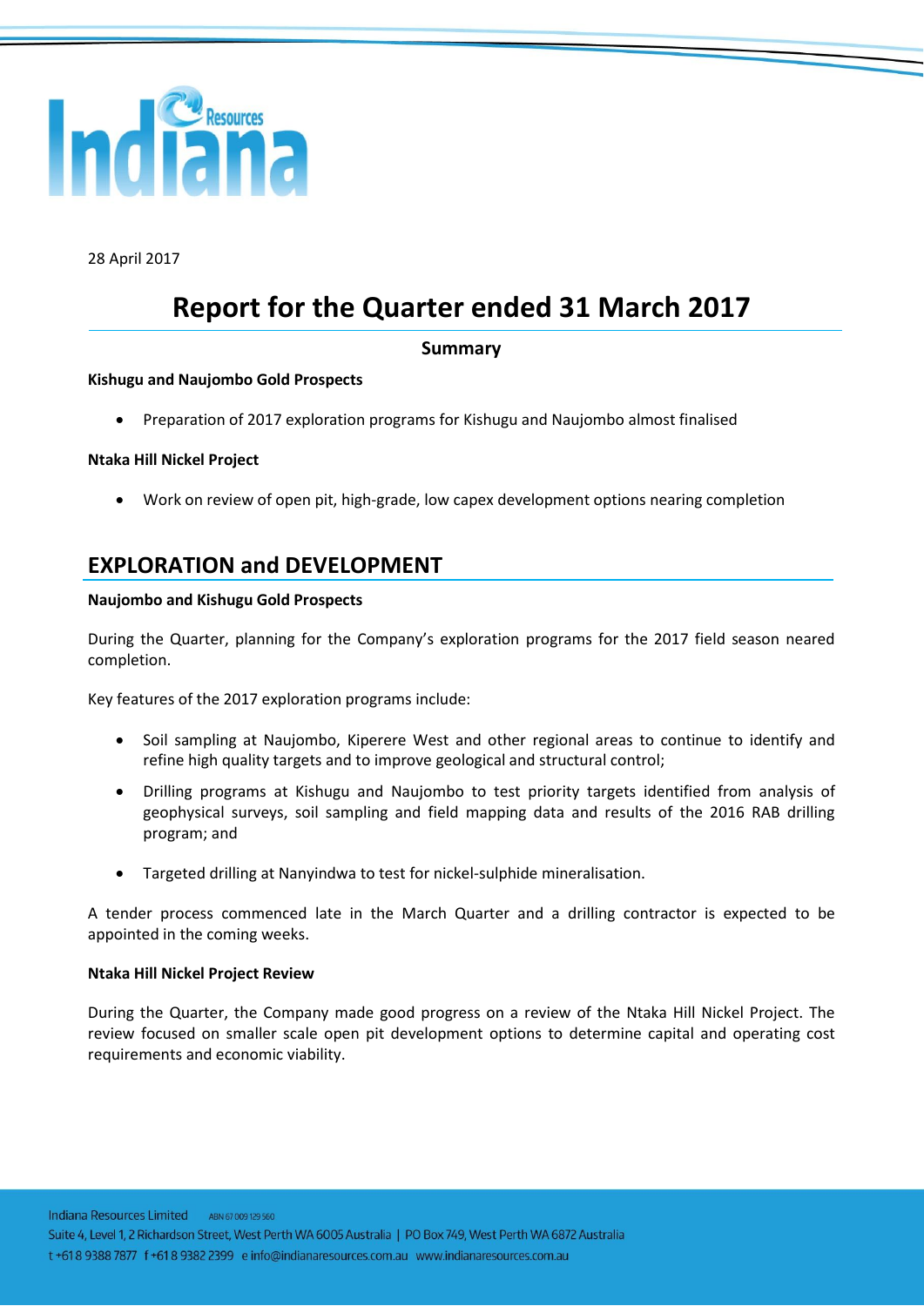28 April 2017

# Report for the Quarter ended 31 March 2017

### Summary

**Kishugu and Naujombo Gold Prospects**

- Preparation of 2017 exploration programs for Kishugu and Naujombo almost finalised

**Ntaka Hill Nickel Project**

- Work on review of open pit, high-grade, low capex development options nearing completion

## EXPLORATION and DEVELOPMENT

**Naujombo and Kishugu Gold Prospects**

During the Quarter, planning for the Company's exploration programs for the 2017 field season neared completion.

Key features of the 2017 exploration programs include:

- Soil sampling at Naujombo, Kiperere West and other regional areas to continue to identify and refine high quality targets and to improve geological and structural control;
- Drilling programs at Kishugu and Naujombo to test priority targets identified from analysis of geophysical surveys, soil sampling and field mapping data and results of the 2016 RAB drilling program; and
- Targeted drilling at Nanyindwa to test for nickel-sulphide mineralisation.

A tender process commenced late in the March Quarter and a drilling contractor is expected to be appointed in the coming weeks.

**Ntaka Hill Nickel Project Review**

During the Quarter, the Company made good progress on a review of the Ntaka Hill Nickel Project. The review focused on smaller scale open pit development options to determine capital and operating cost requirements and economic viability.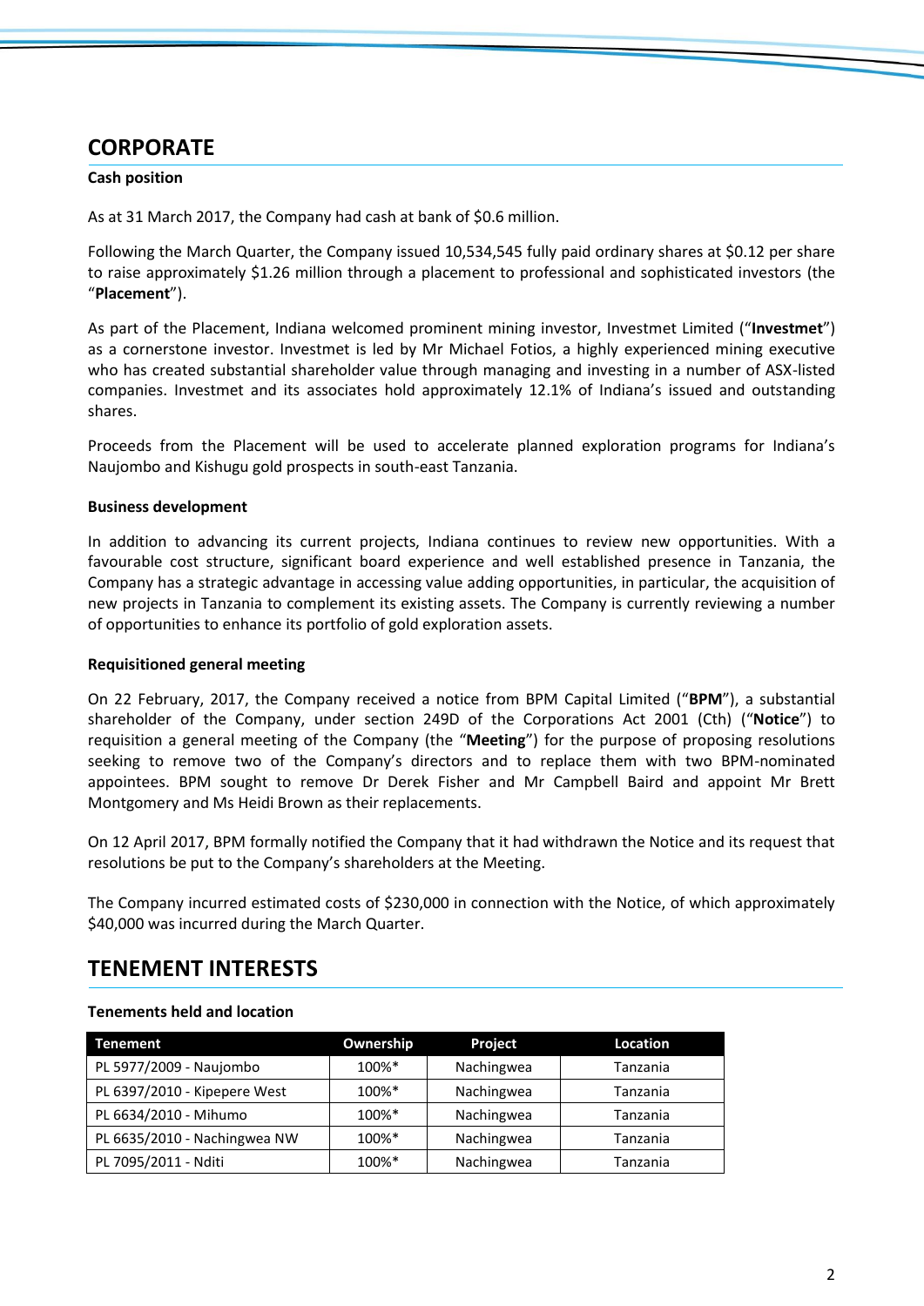## CORPORATE

**Cash position**

As at 31 March 2017, the Company had cash at bank of $0.6 million.

Following the March Quarter, the Company issued 10,534,545 fully paid ordinary shares at $0.12 per share to raise approximately $1.26 million through a placement to professional and sophisticated investors (the "**Placement**").

As part of the Placement, Indiana welcomed prominent mining investor, Investmet Limited ("**Investmet**") as a cornerstone investor. Investmet is led by Mr Michael Fotios, a highly experienced mining executive who has created substantial shareholder value through managing and investing in a number of ASX-listed companies. Investmet and its associates hold approximately 12.1% of Indiana's issued and outstanding shares.

Proceeds from the Placement will be used to accelerate planned exploration programs for Indiana's Naujombo and Kishugu gold prospects in south-east Tanzania.

**Business development**

In addition to advancing its current projects, Indiana continues to review new opportunities. With a favourable cost structure, significant board experience and well established presence in Tanzania, the Company has a strategic advantage in accessing value adding opportunities, in particular, the acquisition of new projects in Tanzania to complement its existing assets. The Company is currently reviewing a number of opportunities to enhance its portfolio of gold exploration assets.

**Requisitioned general meeting**

On 22 February, 2017, the Company received a notice from BPM Capital Limited ("**BPM**"), a substantial shareholder of the Company, under section 249D of the Corporations Act 2001 (Cth) ("**Notice**") to requisition a general meeting of the Company (the "**Meeting**") for the purpose of proposing resolutions seeking to remove two of the Company's directors and to replace them with two BPM-nominated appointees. BPM sought to remove Dr Derek Fisher and Mr Campbell Baird and appoint Mr Brett Montgomery and Ms Heidi Brown as their replacements.

On 12 April 2017, BPM formally notified the Company that it had withdrawn the Notice and its request that resolutions be put to the Company's shareholders at the Meeting.

The Company incurred estimated costs of $230,000 in connection with the Notice, of which approximately $40,000 was incurred during the March Quarter.

## TENEMENT INTERESTS

**Tenements held and location**

| Tenement | Ownership | Project | Location |
|---|---|---|---|
| PL 5977/2009 - Naujombo | 100%* | Nachingwea | Tanzania |
| PL 6397/2010 - Kipepere West | 100%* | Nachingwea | Tanzania |
| PL 6634/2010 - Mihumo | 100%* | Nachingwea | Tanzania |
| PL 6635/2010 - Nachingwea NW | 100%* | Nachingwea | Tanzania |
| PL 7095/2011 - Nditi | 100%* | Nachingwea | Tanzania |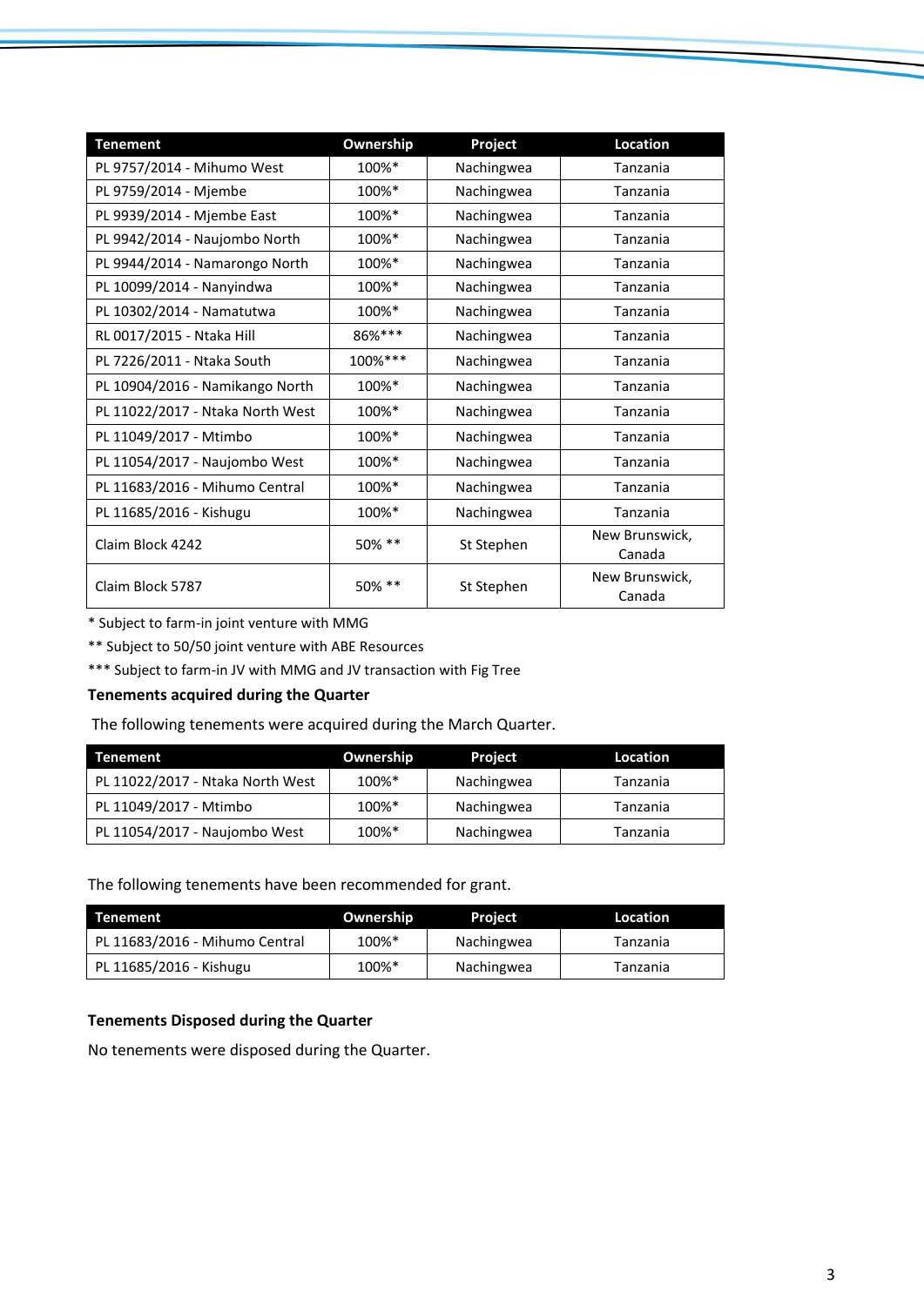| Tenement | Ownership | Project | Location |
|---|---|---|---|
| PL 9757/2014 - Mihumo West | 100%* | Nachingwea | Tanzania |
| PL 9759/2014 - Mjembe | 100%* | Nachingwea | Tanzania |
| PL 9939/2014 - Mjembe East | 100%* | Nachingwea | Tanzania |
| PL 9942/2014 - Naujombo North | 100%* | Nachingwea | Tanzania |
| PL 9944/2014 - Namarongo North | 100%* | Nachingwea | Tanzania |
| PL 10099/2014 - Nanyindwa | 100%* | Nachingwea | Tanzania |
| PL 10302/2014 - Namatutwa | 100%* | Nachingwea | Tanzania |
| RL 0017/2015 - Ntaka Hill | 86%*** | Nachingwea | Tanzania |
| PL 7226/2011 - Ntaka South | 100%*** | Nachingwea | Tanzania |
| PL 10904/2016 - Namikango North | 100%* | Nachingwea | Tanzania |
| PL 11022/2017 - Ntaka North West | 100%* | Nachingwea | Tanzania |
| PL 11049/2017 - Mtimbo | 100%* | Nachingwea | Tanzania |
| PL 11054/2017 - Naujombo West | 100%* | Nachingwea | Tanzania |
| PL 11683/2016 - Mihumo Central | 100%* | Nachingwea | Tanzania |
| PL 11685/2016 - Kishugu | 100%* | Nachingwea | Tanzania |
| Claim Block 4242 | 50% ** | St Stephen | New Brunswick, Canada |
| Claim Block 5787 | 50% ** | St Stephen | New Brunswick, Canada |

* Subject to farm-in joint venture with MMG

** Subject to 50/50 joint venture with ABE Resources

*** Subject to farm-in JV with MMG and JV transaction with Fig Tree

**Tenements acquired during the Quarter**

The following tenements were acquired during the March Quarter.

| Tenement | Ownership | Project | Location |
|---|---|---|---|
| PL 11022/2017 - Ntaka North West | 100%* | Nachingwea | Tanzania |
| PL 11049/2017 - Mtimbo | 100%* | Nachingwea | Tanzania |
| PL 11054/2017 - Naujombo West | 100%* | Nachingwea | Tanzania |

The following tenements have been recommended for grant.

| Tenement | Ownership | Project | Location |
|---|---|---|---|
| PL 11683/2016 - Mihumo Central | 100%* | Nachingwea | Tanzania |
| PL 11685/2016 - Kishugu | 100%* | Nachingwea | Tanzania |

**Tenements Disposed during the Quarter**

No tenements were disposed during the Quarter.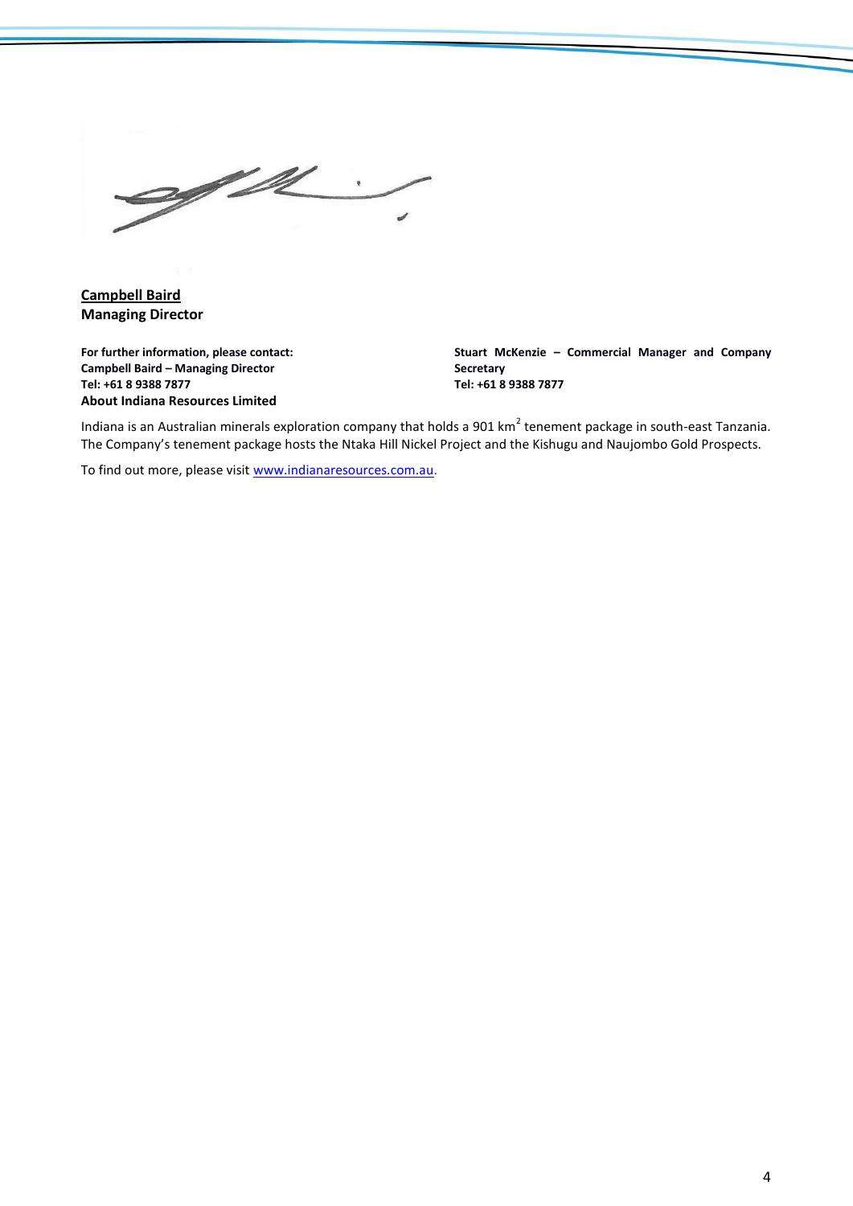**<u>Campbell Baird</u>**
**Managing Director**

**For further information, please contact:**
**Campbell Baird – Managing Director**
**Tel: +61 8 9388 7877**

**Stuart McKenzie – Commercial Manager and Company Secretary**
**Tel: +61 8 9388 7877**

**About Indiana Resources Limited**

Indiana is an Australian minerals exploration company that holds a 901 km$^2$ tenement package in south-east Tanzania. The Company's tenement package hosts the Ntaka Hill Nickel Project and the Kishugu and Naujombo Gold Prospects.

To find out more, please visit www.indianaresources.com.au.